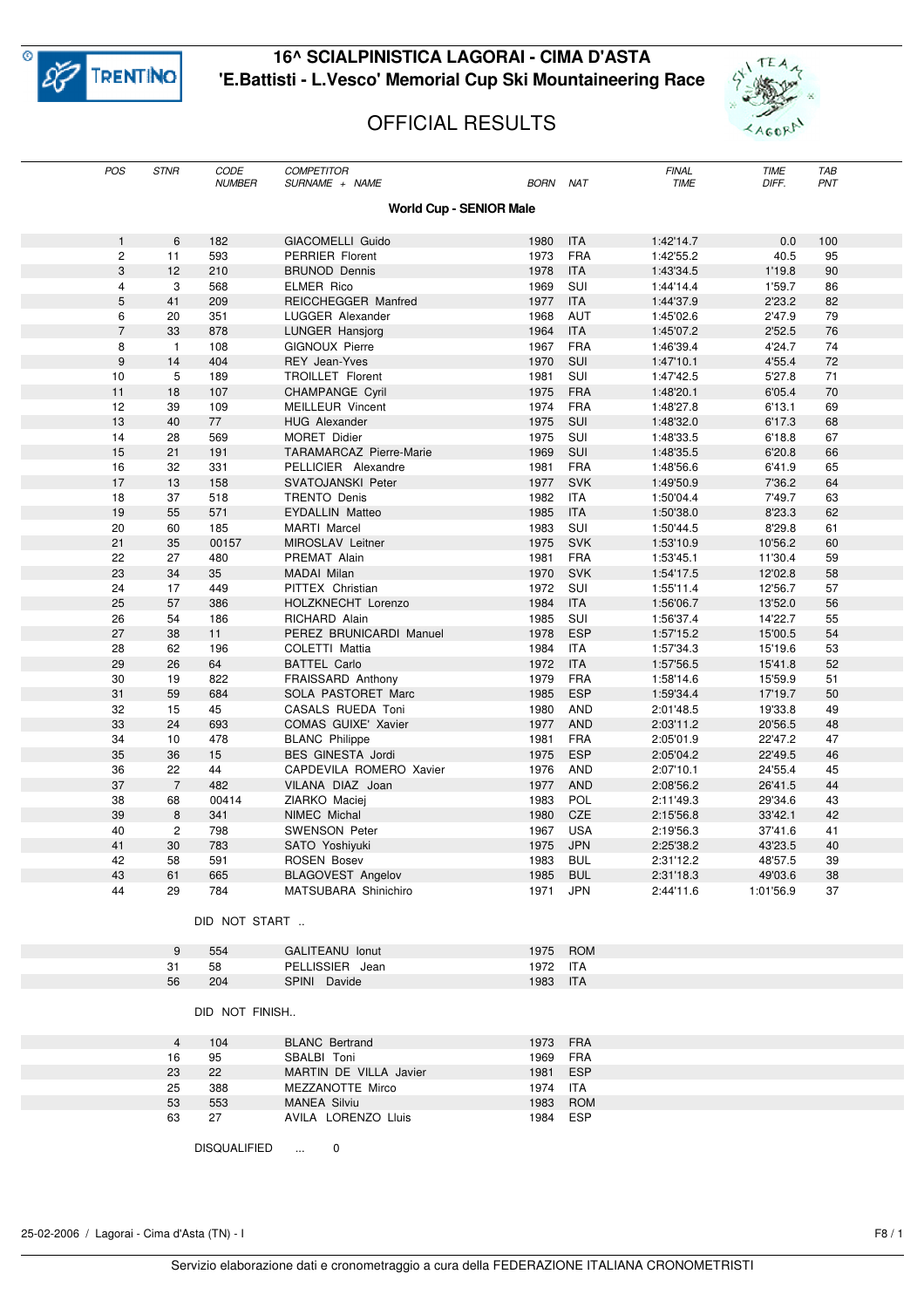# 16^ SCIALPINISTICA LAGORAI - CIMA D'ASTA

## 'E.Battisti - L.Vesco' Memorial Cup Ski Mountaineering Race

## OFFICIAL RESULTS

### World Cup - SENIOR Male

| POS | STNR | CODE NUMBER | COMPETITOR SURNAME + NAME | BORN | NAT | FINAL TIME | TIME DIFF. | TAB PNT |
|---|---|---|---|---|---|---|---|---|
| 1 | 6 | 182 | GIACOMELLI Guido | 1980 | ITA | 1:42'14.7 | 0.0 | 100 |
| 2 | 11 | 593 | PERRIER Florent | 1973 | FRA | 1:42'55.2 | 40.5 | 95 |
| 3 | 12 | 210 | BRUNOD Dennis | 1978 | ITA | 1:43'34.5 | 1'19.8 | 90 |
| 4 | 3 | 568 | ELMER Rico | 1969 | SUI | 1:44'14.4 | 1'59.7 | 86 |
| 5 | 41 | 209 | REICCHEGGER Manfred | 1977 | ITA | 1:44'37.9 | 2'23.2 | 82 |
| 6 | 20 | 351 | LUGGER Alexander | 1968 | AUT | 1:45'02.6 | 2'47.9 | 79 |
| 7 | 33 | 878 | LUNGER Hansjorg | 1964 | ITA | 1:45'07.2 | 2'52.5 | 76 |
| 8 | 1 | 108 | GIGNOUX Pierre | 1967 | FRA | 1:46'39.4 | 4'24.7 | 74 |
| 9 | 14 | 404 | REY Jean-Yves | 1970 | SUI | 1:47'10.1 | 4'55.4 | 72 |
| 10 | 5 | 189 | TROILLET Florent | 1981 | SUI | 1:47'42.5 | 5'27.8 | 71 |
| 11 | 18 | 107 | CHAMPANGE Cyril | 1975 | FRA | 1:48'20.1 | 6'05.4 | 70 |
| 12 | 39 | 109 | MEILLEUR Vincent | 1974 | FRA | 1:48'27.8 | 6'13.1 | 69 |
| 13 | 40 | 77 | HUG Alexander | 1975 | SUI | 1:48'32.0 | 6'17.3 | 68 |
| 14 | 28 | 569 | MORET Didier | 1975 | SUI | 1:48'33.5 | 6'18.8 | 67 |
| 15 | 21 | 191 | TARAMARCAZ Pierre-Marie | 1969 | SUI | 1:48'35.5 | 6'20.8 | 66 |
| 16 | 32 | 331 | PELLICIER Alexandre | 1981 | FRA | 1:48'56.6 | 6'41.9 | 65 |
| 17 | 13 | 158 | SVATOJANSKI Peter | 1977 | SVK | 1:49'50.9 | 7'36.2 | 64 |
| 18 | 37 | 518 | TRENTO Denis | 1982 | ITA | 1:50'04.4 | 7'49.7 | 63 |
| 19 | 55 | 571 | EYDALLIN Matteo | 1985 | ITA | 1:50'38.0 | 8'23.3 | 62 |
| 20 | 60 | 185 | MARTI Marcel | 1983 | SUI | 1:50'44.5 | 8'29.8 | 61 |
| 21 | 35 | 00157 | MIROSLAV Leitner | 1975 | SVK | 1:53'10.9 | 10'56.2 | 60 |
| 22 | 27 | 480 | PREMAT Alain | 1981 | FRA | 1:53'45.1 | 11'30.4 | 59 |
| 23 | 34 | 35 | MADAI Milan | 1970 | SVK | 1:54'17.5 | 12'02.8 | 58 |
| 24 | 17 | 449 | PITTEX Christian | 1972 | SUI | 1:55'11.4 | 12'56.7 | 57 |
| 25 | 57 | 386 | HOLZKNECHT Lorenzo | 1984 | ITA | 1:56'06.7 | 13'52.0 | 56 |
| 26 | 54 | 186 | RICHARD Alain | 1985 | SUI | 1:56'37.4 | 14'22.7 | 55 |
| 27 | 38 | 11 | PEREZ BRUNICARDI Manuel | 1978 | ESP | 1:57'15.2 | 15'00.5 | 54 |
| 28 | 62 | 196 | COLETTI Mattia | 1984 | ITA | 1:57'34.3 | 15'19.6 | 53 |
| 29 | 26 | 64 | BATTEL Carlo | 1972 | ITA | 1:57'56.5 | 15'41.8 | 52 |
| 30 | 19 | 822 | FRAISSARD Anthony | 1979 | FRA | 1:58'14.6 | 15'59.9 | 51 |
| 31 | 59 | 684 | SOLA PASTORET Marc | 1985 | ESP | 1:59'34.4 | 17'19.7 | 50 |
| 32 | 15 | 45 | CASALS RUEDA Toni | 1980 | AND | 2:01'48.5 | 19'33.8 | 49 |
| 33 | 24 | 693 | COMAS GUIXE' Xavier | 1977 | AND | 2:03'11.2 | 20'56.5 | 48 |
| 34 | 10 | 478 | BLANC Philippe | 1981 | FRA | 2:05'01.9 | 22'47.2 | 47 |
| 35 | 36 | 15 | BES GINESTA Jordi | 1975 | ESP | 2:05'04.2 | 22'49.5 | 46 |
| 36 | 22 | 44 | CAPDEVILA ROMERO Xavier | 1976 | AND | 2:07'10.1 | 24'55.4 | 45 |
| 37 | 7 | 482 | VILANA DIAZ Joan | 1977 | AND | 2:08'56.2 | 26'41.5 | 44 |
| 38 | 68 | 00414 | ZIARKO Maciej | 1983 | POL | 2:11'49.3 | 29'34.6 | 43 |
| 39 | 8 | 341 | NIMEC Michal | 1980 | CZE | 2:15'56.8 | 33'42.1 | 42 |
| 40 | 2 | 798 | SWENSON Peter | 1967 | USA | 2:19'56.3 | 37'41.6 | 41 |
| 41 | 30 | 783 | SATO Yoshiyuki | 1975 | JPN | 2:25'38.2 | 43'23.5 | 40 |
| 42 | 58 | 591 | ROSEN Bosev | 1983 | BUL | 2:31'12.2 | 48'57.5 | 39 |
| 43 | 61 | 665 | BLAGOVEST Angelov | 1985 | BUL | 2:31'18.3 | 49'03.6 | 38 |
| 44 | 29 | 784 | MATSUBARA Shinichiro | 1971 | JPN | 2:44'11.6 | 1:01'56.9 | 37 |

DID NOT START ..

| STNR | CODE NUMBER | COMPETITOR SURNAME + NAME | BORN | NAT |
|---|---|---|---|---|
| 9 | 554 | GALITEANU Ionut | 1975 | ROM |
| 31 | 58 | PELLISSIER Jean | 1972 | ITA |
| 56 | 204 | SPINI Davide | 1983 | ITA |

DID NOT FINISH..

| STNR | CODE NUMBER | COMPETITOR SURNAME + NAME | BORN | NAT |
|---|---|---|---|---|
| 4 | 104 | BLANC Bertrand | 1973 | FRA |
| 16 | 95 | SBALBI Toni | 1969 | FRA |
| 23 | 22 | MARTIN DE VILLA Javier | 1981 | ESP |
| 25 | 388 | MEZZANOTTE Mirco | 1974 | ITA |
| 53 | 553 | MANEA Silviu | 1983 | ROM |
| 63 | 27 | AVILA LORENZO Lluis | 1984 | ESP |

DISQUALIFIED ... 0

25-02-2006 / Lagorai - Cima d'Asta (TN) - I

Servizio elaborazione dati e cronometraggio a cura della FEDERAZIONE ITALIANA CRONOMETRISTI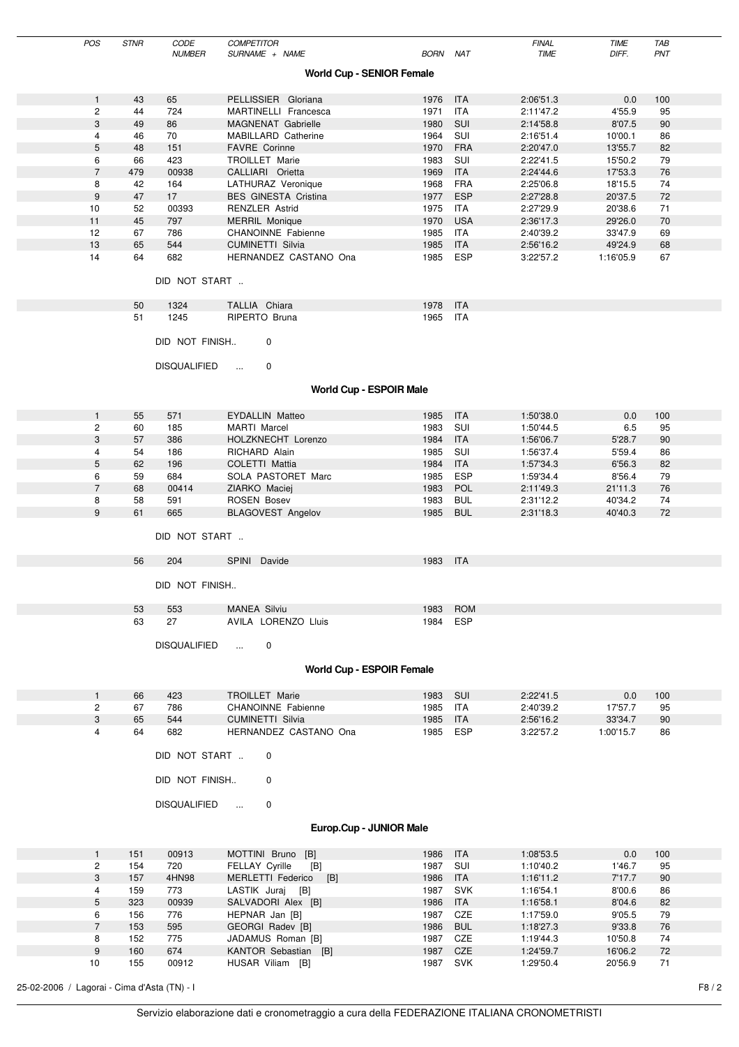| POS | STNR | CODE NUMBER | COMPETITOR SURNAME + NAME | BORN | NAT | FINAL TIME | TIME DIFF. | TAB PNT |
|---|---|---|---|---|---|---|---|---|

## World Cup - SENIOR Female

| POS | STNR | CODE NUMBER | COMPETITOR SURNAME + NAME | BORN | NAT | FINAL TIME | TIME DIFF. | TAB PNT |
|---|---|---|---|---|---|---|---|---|
| 1 | 43 | 65 | PELLISSIER Gloriana | 1976 | ITA | 2:06'51.3 | 0.0 | 100 |
| 2 | 44 | 724 | MARTINELLI Francesca | 1971 | ITA | 2:11'47.2 | 4'55.9 | 95 |
| 3 | 49 | 86 | MAGNENAT Gabrielle | 1980 | SUI | 2:14'58.8 | 8'07.5 | 90 |
| 4 | 46 | 70 | MABILLARD Catherine | 1964 | SUI | 2:16'51.4 | 10'00.1 | 86 |
| 5 | 48 | 151 | FAVRE Corinne | 1970 | FRA | 2:20'47.0 | 13'55.7 | 82 |
| 6 | 66 | 423 | TROILLET Marie | 1983 | SUI | 2:22'41.5 | 15'50.2 | 79 |
| 7 | 479 | 00938 | CALLIARI Orietta | 1969 | ITA | 2:24'44.6 | 17'53.3 | 76 |
| 8 | 42 | 164 | LATHURAZ Veronique | 1968 | FRA | 2:25'06.8 | 18'15.5 | 74 |
| 9 | 47 | 17 | BES GINESTA Cristina | 1977 | ESP | 2:27'28.8 | 20'37.5 | 72 |
| 10 | 52 | 00393 | RENZLER Astrid | 1975 | ITA | 2:27'29.9 | 20'38.6 | 71 |
| 11 | 45 | 797 | MERRIL Monique | 1970 | USA | 2:36'17.3 | 29'26.0 | 70 |
| 12 | 67 | 786 | CHANOINNE Fabienne | 1985 | ITA | 2:40'39.2 | 33'47.9 | 69 |
| 13 | 65 | 544 | CUMINETTI Silvia | 1985 | ITA | 2:56'16.2 | 49'24.9 | 68 |
| 14 | 64 | 682 | HERNANDEZ CASTANO Ona | 1985 | ESP | 3:22'57.2 | 1:16'05.9 | 67 |

DID NOT START ..

| STNR | CODE NUMBER | COMPETITOR SURNAME + NAME | BORN | NAT |
|---|---|---|---|---|
| 50 | 1324 | TALLIA Chiara | 1978 | ITA |
| 51 | 1245 | RIPERTO Bruna | 1965 | ITA |

DID NOT FINISH.. 0

DISQUALIFIED ... 0

## World Cup - ESPOIR Male

| POS | STNR | CODE NUMBER | COMPETITOR SURNAME + NAME | BORN | NAT | FINAL TIME | TIME DIFF. | TAB PNT |
|---|---|---|---|---|---|---|---|---|
| 1 | 55 | 571 | EYDALLIN Matteo | 1985 | ITA | 1:50'38.0 | 0.0 | 100 |
| 2 | 60 | 185 | MARTI Marcel | 1983 | SUI | 1:50'44.5 | 6.5 | 95 |
| 3 | 57 | 386 | HOLZKNECHT Lorenzo | 1984 | ITA | 1:56'06.7 | 5'28.7 | 90 |
| 4 | 54 | 186 | RICHARD Alain | 1985 | SUI | 1:56'37.4 | 5'59.4 | 86 |
| 5 | 62 | 196 | COLETTI Mattia | 1984 | ITA | 1:57'34.3 | 6'56.3 | 82 |
| 6 | 59 | 684 | SOLA PASTORET Marc | 1985 | ESP | 1:59'34.4 | 8'56.4 | 79 |
| 7 | 68 | 00414 | ZIARKO Maciej | 1983 | POL | 2:11'49.3 | 21'11.3 | 76 |
| 8 | 58 | 591 | ROSEN Bosev | 1983 | BUL | 2:31'12.2 | 40'34.2 | 74 |
| 9 | 61 | 665 | BLAGOVEST Angelov | 1985 | BUL | 2:31'18.3 | 40'40.3 | 72 |

DID NOT START ..

| STNR | CODE NUMBER | COMPETITOR SURNAME + NAME | BORN | NAT |
|---|---|---|---|---|
| 56 | 204 | SPINI Davide | 1983 | ITA |

DID NOT FINISH..

| STNR | CODE NUMBER | COMPETITOR SURNAME + NAME | BORN | NAT |
|---|---|---|---|---|
| 53 | 553 | MANEA Silviu | 1983 | ROM |
| 63 | 27 | AVILA LORENZO Lluis | 1984 | ESP |

DISQUALIFIED ... 0

## World Cup - ESPOIR Female

| POS | STNR | CODE NUMBER | COMPETITOR SURNAME + NAME | BORN | NAT | FINAL TIME | TIME DIFF. | TAB PNT |
|---|---|---|---|---|---|---|---|---|
| 1 | 66 | 423 | TROILLET Marie | 1983 | SUI | 2:22'41.5 | 0.0 | 100 |
| 2 | 67 | 786 | CHANOINNE Fabienne | 1985 | ITA | 2:40'39.2 | 17'57.7 | 95 |
| 3 | 65 | 544 | CUMINETTI Silvia | 1985 | ITA | 2:56'16.2 | 33'34.7 | 90 |
| 4 | 64 | 682 | HERNANDEZ CASTANO Ona | 1985 | ESP | 3:22'57.2 | 1:00'15.7 | 86 |

DID NOT START .. 0

DID NOT FINISH.. 0

DISQUALIFIED ... 0

## Europ.Cup - JUNIOR Male

| POS | STNR | CODE NUMBER | COMPETITOR SURNAME + NAME | BORN | NAT | FINAL TIME | TIME DIFF. | TAB PNT |
|---|---|---|---|---|---|---|---|---|
| 1 | 151 | 00913 | MOTTINI Bruno [B] | 1986 | ITA | 1:08'53.5 | 0.0 | 100 |
| 2 | 154 | 720 | FELLAY Cyrille [B] | 1987 | SUI | 1:10'40.2 | 1'46.7 | 95 |
| 3 | 157 | 4HN98 | MERLETTI Federico [B] | 1986 | ITA | 1:16'11.2 | 7'17.7 | 90 |
| 4 | 159 | 773 | LASTIK Juraj [B] | 1987 | SVK | 1:16'54.1 | 8'00.6 | 86 |
| 5 | 323 | 00939 | SALVADORI Alex [B] | 1986 | ITA | 1:16'58.1 | 8'04.6 | 82 |
| 6 | 156 | 776 | HEPNAR Jan [B] | 1987 | CZE | 1:17'59.0 | 9'05.5 | 79 |
| 7 | 153 | 595 | GEORGI Radev [B] | 1986 | BUL | 1:18'27.3 | 9'33.8 | 76 |
| 8 | 152 | 775 | JADAMUS Roman [B] | 1987 | CZE | 1:19'44.3 | 10'50.8 | 74 |
| 9 | 160 | 674 | KANTOR Sebastian [B] | 1987 | CZE | 1:24'59.7 | 16'06.2 | 72 |
| 10 | 155 | 00912 | HUSAR Viliam [B] | 1987 | SVK | 1:29'50.4 | 20'56.9 | 71 |

25-02-2006 / Lagorai - Cima d'Asta (TN) - I

Servizio elaborazione dati e cronometraggio a cura della FEDERAZIONE ITALIANA CRONOMETRISTI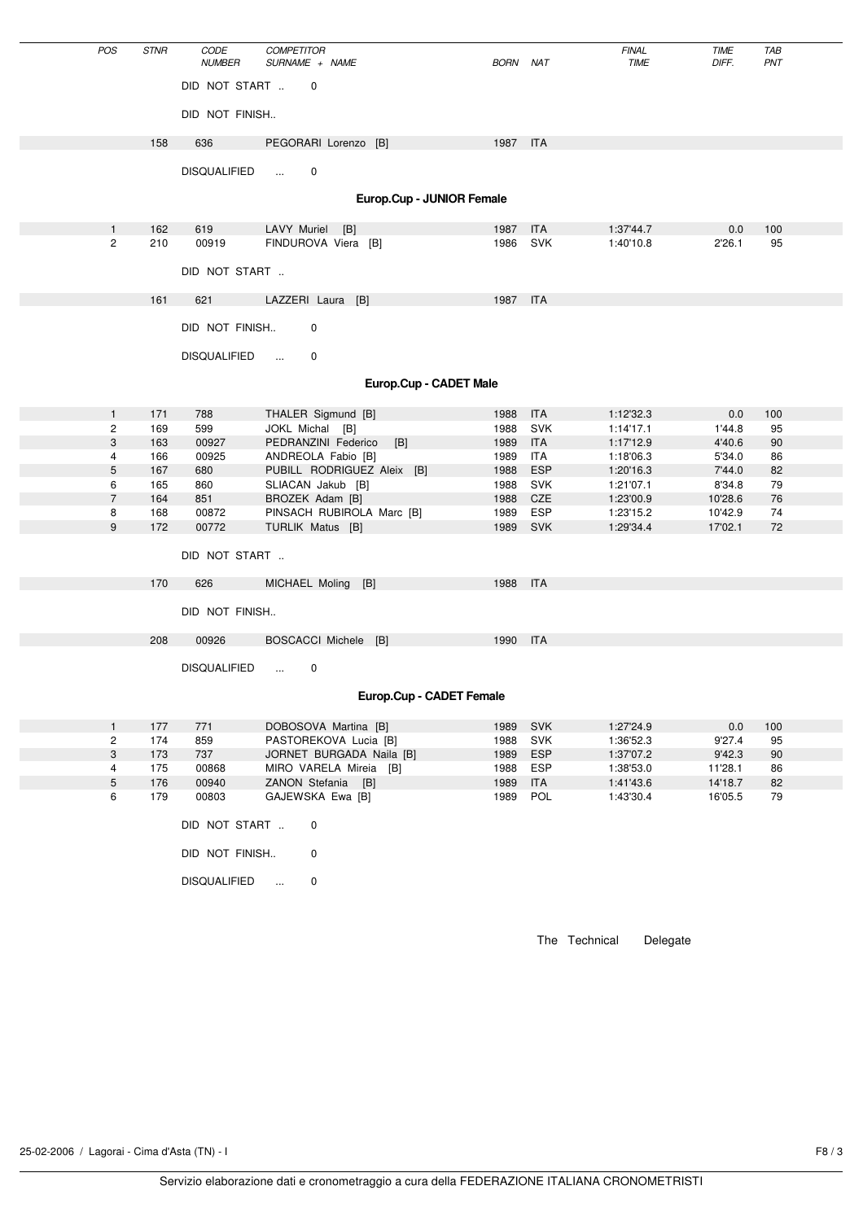| POS | STNR | CODE NUMBER | COMPETITOR SURNAME + NAME | BORN | NAT | FINAL TIME | TIME DIFF. | TAB PNT |
|---|---|---|---|---|---|---|---|---|
| | | DID NOT START .. | 0 | | | | | |
| | | DID NOT FINISH.. | | | | | | |
| | 158 | 636 | PEGORARI Lorenzo [B] | 1987 | ITA | | | |
| | | DISQUALIFIED | ... 0 | | | | | |

**Europ.Cup - JUNIOR Female**

| POS | STNR | CODE NUMBER | COMPETITOR SURNAME + NAME | BORN | NAT | FINAL TIME | TIME DIFF. | TAB PNT |
|---|---|---|---|---|---|---|---|---|
| 1 | 162 | 619 | LAVY Muriel [B] | 1987 | ITA | 1:37'44.7 | 0.0 | 100 |
| 2 | 210 | 00919 | FINDUROVA Viera [B] | 1986 | SVK | 1:40'10.8 | 2'26.1 | 95 |
| | | DID NOT START .. | | | | | | |
| | 161 | 621 | LAZZERI Laura [B] | 1987 | ITA | | | |
| | | DID NOT FINISH.. | 0 | | | | | |
| | | DISQUALIFIED | ... 0 | | | | | |

**Europ.Cup - CADET Male**

| POS | STNR | CODE NUMBER | COMPETITOR SURNAME + NAME | BORN | NAT | FINAL TIME | TIME DIFF. | TAB PNT |
|---|---|---|---|---|---|---|---|---|
| 1 | 171 | 788 | THALER Sigmund [B] | 1988 | ITA | 1:12'32.3 | 0.0 | 100 |
| 2 | 169 | 599 | JOKL Michal [B] | 1988 | SVK | 1:14'17.1 | 1'44.8 | 95 |
| 3 | 163 | 00927 | PEDRANZINI Federico [B] | 1989 | ITA | 1:17'12.9 | 4'40.6 | 90 |
| 4 | 166 | 00925 | ANDREOLA Fabio [B] | 1989 | ITA | 1:18'06.3 | 5'34.0 | 86 |
| 5 | 167 | 680 | PUBILL RODRIGUEZ Aleix [B] | 1988 | ESP | 1:20'16.3 | 7'44.0 | 82 |
| 6 | 165 | 860 | SLIACAN Jakub [B] | 1988 | SVK | 1:21'07.1 | 8'34.8 | 79 |
| 7 | 164 | 851 | BROZEK Adam [B] | 1988 | CZE | 1:23'00.9 | 10'28.6 | 76 |
| 8 | 168 | 00872 | PINSACH RUBIROLA Marc [B] | 1989 | ESP | 1:23'15.2 | 10'42.9 | 74 |
| 9 | 172 | 00772 | TURLIK Matus [B] | 1989 | SVK | 1:29'34.4 | 17'02.1 | 72 |
| | | DID NOT START .. | | | | | | |
| | 170 | 626 | MICHAEL Moling [B] | 1988 | ITA | | | |
| | | DID NOT FINISH.. | | | | | | |
| | 208 | 00926 | BOSCACCI Michele [B] | 1990 | ITA | | | |
| | | DISQUALIFIED | ... 0 | | | | | |

**Europ.Cup - CADET Female**

| POS | STNR | CODE NUMBER | COMPETITOR SURNAME + NAME | BORN | NAT | FINAL TIME | TIME DIFF. | TAB PNT |
|---|---|---|---|---|---|---|---|---|
| 1 | 177 | 771 | DOBOSOVA Martina [B] | 1989 | SVK | 1:27'24.9 | 0.0 | 100 |
| 2 | 174 | 859 | PASTOREKOVA Lucia [B] | 1988 | SVK | 1:36'52.3 | 9'27.4 | 95 |
| 3 | 173 | 737 | JORNET BURGADA Naila [B] | 1989 | ESP | 1:37'07.2 | 9'42.3 | 90 |
| 4 | 175 | 00868 | MIRO VARELA Mireia [B] | 1988 | ESP | 1:38'53.0 | 11'28.1 | 86 |
| 5 | 176 | 00940 | ZANON Stefania [B] | 1989 | ITA | 1:41'43.6 | 14'18.7 | 82 |
| 6 | 179 | 00803 | GAJEWSKA Ewa [B] | 1989 | POL | 1:43'30.4 | 16'05.5 | 79 |
| | | DID NOT START .. | 0 | | | | | |
| | | DID NOT FINISH.. | 0 | | | | | |
| | | DISQUALIFIED | ... 0 | | | | | |

The Technical Delegate

25-02-2006 / Lagorai - Cima d'Asta (TN) - I

Servizio elaborazione dati e cronometraggio a cura della FEDERAZIONE ITALIANA CRONOMETRISTI